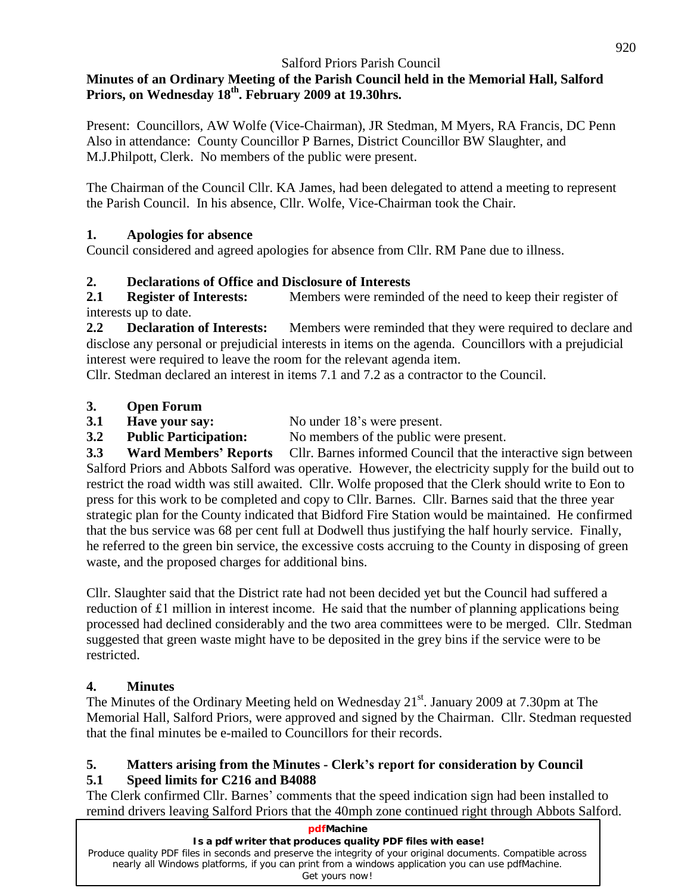Salford Priors Parish Council

**Minutes of an Ordinary Meeting of the Parish Council held in the Memorial Hall, Salford Priors, on Wednesday 18th. February 2009 at 19.30hrs.**

Present: Councillors, AW Wolfe (Vice-Chairman), JR Stedman, M Myers, RA Francis, DC Penn
Also in attendance: County Councillor P Barnes, District Councillor BW Slaughter, and M.J.Philpott, Clerk. No members of the public were present.

The Chairman of the Council Cllr. KA James, had been delegated to attend a meeting to represent the Parish Council. In his absence, Cllr. Wolfe, Vice-Chairman took the Chair.

## 1. Apologies for absence

Council considered and agreed apologies for absence from Cllr. RM Pane due to illness.

## 2. Declarations of Office and Disclosure of Interests

**2.1 Register of Interests:** Members were reminded of the need to keep their register of interests up to date.

**2.2 Declaration of Interests:** Members were reminded that they were required to declare and disclose any personal or prejudicial interests in items on the agenda. Councillors with a prejudicial interest were required to leave the room for the relevant agenda item.
Cllr. Stedman declared an interest in items 7.1 and 7.2 as a contractor to the Council.

## 3. Open Forum

**3.1 Have your say:** No under 18's were present.

**3.2 Public Participation:** No members of the public were present.

**3.3 Ward Members' Reports** Cllr. Barnes informed Council that the interactive sign between Salford Priors and Abbots Salford was operative. However, the electricity supply for the build out to restrict the road width was still awaited. Cllr. Wolfe proposed that the Clerk should write to Eon to press for this work to be completed and copy to Cllr. Barnes. Cllr. Barnes said that the three year strategic plan for the County indicated that Bidford Fire Station would be maintained. He confirmed that the bus service was 68 per cent full at Dodwell thus justifying the half hourly service. Finally, he referred to the green bin service, the excessive costs accruing to the County in disposing of green waste, and the proposed charges for additional bins.

Cllr. Slaughter said that the District rate had not been decided yet but the Council had suffered a reduction of £1 million in interest income. He said that the number of planning applications being processed had declined considerably and the two area committees were to be merged. Cllr. Stedman suggested that green waste might have to be deposited in the grey bins if the service were to be restricted.

## 4. Minutes

The Minutes of the Ordinary Meeting held on Wednesday 21st. January 2009 at 7.30pm at The Memorial Hall, Salford Priors, were approved and signed by the Chairman. Cllr. Stedman requested that the final minutes be e-mailed to Councillors for their records.

## 5. Matters arising from the Minutes - Clerk's report for consideration by Council

### 5.1 Speed limits for C216 and B4088

The Clerk confirmed Cllr. Barnes' comments that the speed indication sign had been installed to remind drivers leaving Salford Priors that the 40mph zone continued right through Abbots Salford.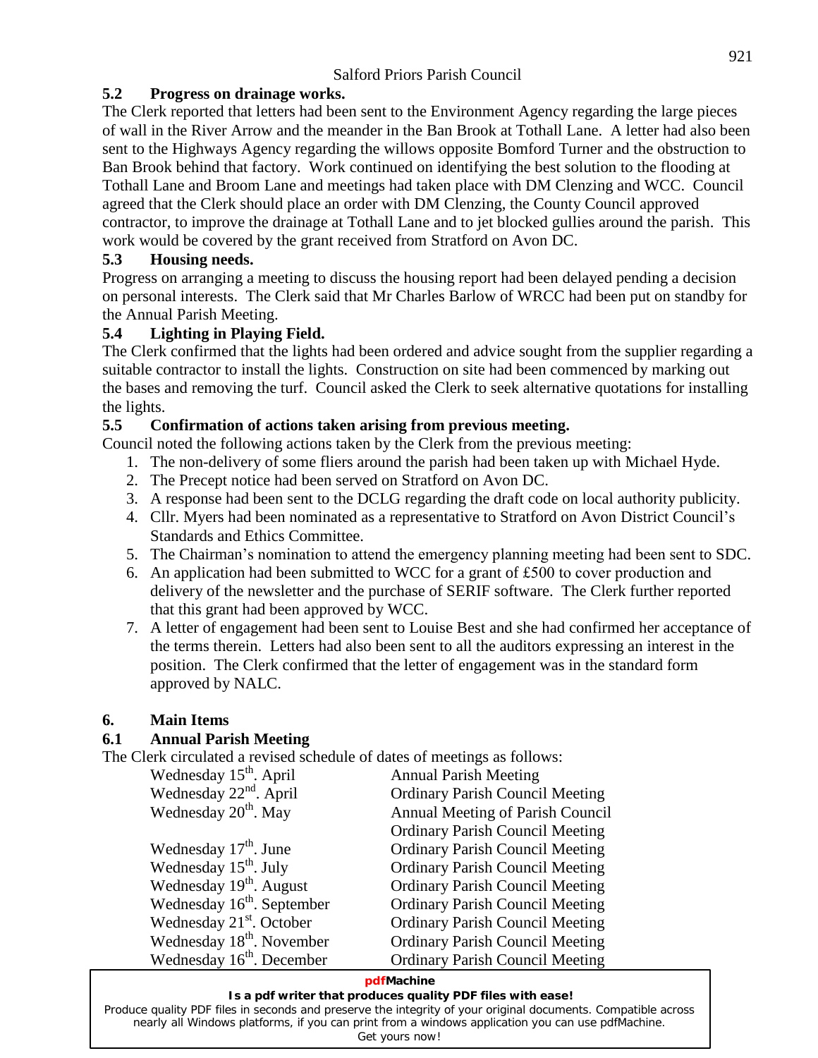### 5.2 Progress on drainage works.

The Clerk reported that letters had been sent to the Environment Agency regarding the large pieces of wall in the River Arrow and the meander in the Ban Brook at Tothall Lane. A letter had also been sent to the Highways Agency regarding the willows opposite Bomford Turner and the obstruction to Ban Brook behind that factory. Work continued on identifying the best solution to the flooding at Tothall Lane and Broom Lane and meetings had taken place with DM Clenzing and WCC. Council agreed that the Clerk should place an order with DM Clenzing, the County Council approved contractor, to improve the drainage at Tothall Lane and to jet blocked gullies around the parish. This work would be covered by the grant received from Stratford on Avon DC.

### 5.3 Housing needs.

Progress on arranging a meeting to discuss the housing report had been delayed pending a decision on personal interests. The Clerk said that Mr Charles Barlow of WRCC had been put on standby for the Annual Parish Meeting.

### 5.4 Lighting in Playing Field.

The Clerk confirmed that the lights had been ordered and advice sought from the supplier regarding a suitable contractor to install the lights. Construction on site had been commenced by marking out the bases and removing the turf. Council asked the Clerk to seek alternative quotations for installing the lights.

### 5.5 Confirmation of actions taken arising from previous meeting.

Council noted the following actions taken by the Clerk from the previous meeting:

1. The non-delivery of some fliers around the parish had been taken up with Michael Hyde.
2. The Precept notice had been served on Stratford on Avon DC.
3. A response had been sent to the DCLG regarding the draft code on local authority publicity.
4. Cllr. Myers had been nominated as a representative to Stratford on Avon District Council's Standards and Ethics Committee.
5. The Chairman's nomination to attend the emergency planning meeting had been sent to SDC.
6. An application had been submitted to WCC for a grant of £500 to cover production and delivery of the newsletter and the purchase of SERIF software. The Clerk further reported that this grant had been approved by WCC.
7. A letter of engagement had been sent to Louise Best and she had confirmed her acceptance of the terms therein. Letters had also been sent to all the auditors expressing an interest in the position. The Clerk confirmed that the letter of engagement was in the standard form approved by NALC.

## 6. Main Items

### 6.1 Annual Parish Meeting

The Clerk circulated a revised schedule of dates of meetings as follows:

| | |
|---|---|
| Wednesday 15th. April | Annual Parish Meeting |
| Wednesday 22nd. April | Ordinary Parish Council Meeting |
| Wednesday 20th. May | Annual Meeting of Parish Council |
| | Ordinary Parish Council Meeting |
| Wednesday 17th. June | Ordinary Parish Council Meeting |
| Wednesday 15th. July | Ordinary Parish Council Meeting |
| Wednesday 19th. August | Ordinary Parish Council Meeting |
| Wednesday 16th. September | Ordinary Parish Council Meeting |
| Wednesday 21st. October | Ordinary Parish Council Meeting |
| Wednesday 18th. November | Ordinary Parish Council Meeting |
| Wednesday 16th. December | Ordinary Parish Council Meeting |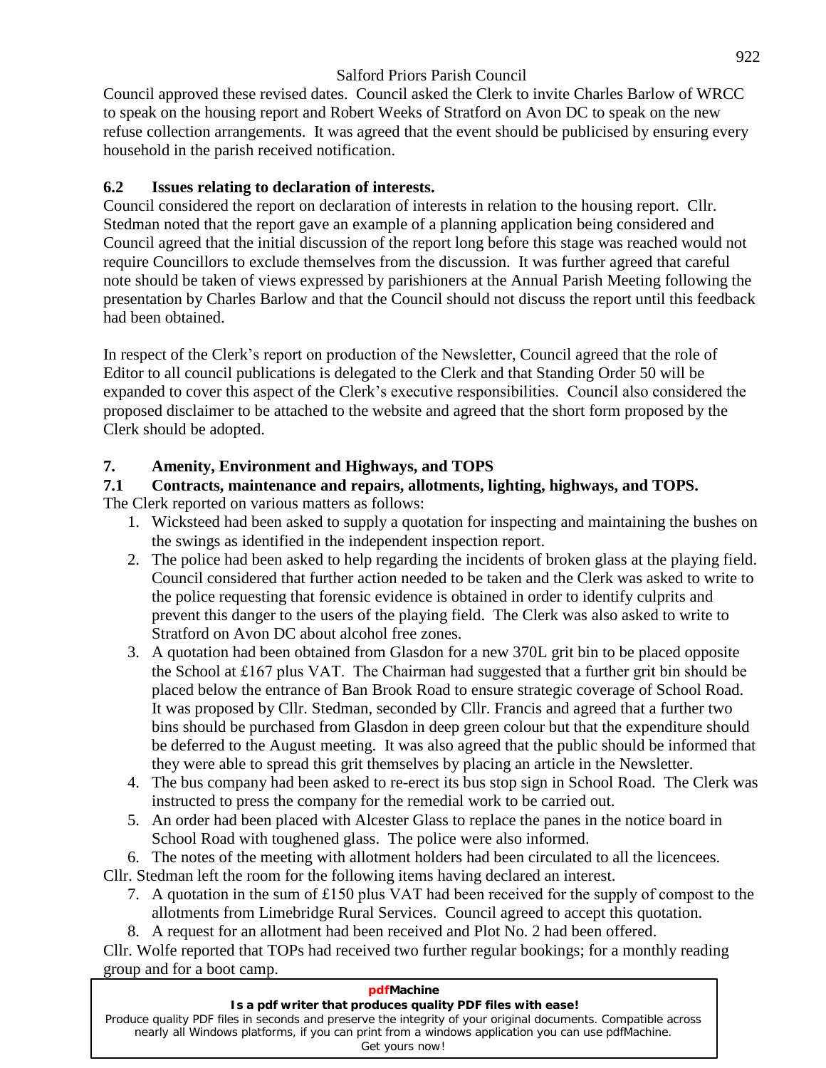Council approved these revised dates. Council asked the Clerk to invite Charles Barlow of WRCC to speak on the housing report and Robert Weeks of Stratford on Avon DC to speak on the new refuse collection arrangements. It was agreed that the event should be publicised by ensuring every household in the parish received notification.

### 6.2 Issues relating to declaration of interests.

Council considered the report on declaration of interests in relation to the housing report. Cllr. Stedman noted that the report gave an example of a planning application being considered and Council agreed that the initial discussion of the report long before this stage was reached would not require Councillors to exclude themselves from the discussion. It was further agreed that careful note should be taken of views expressed by parishioners at the Annual Parish Meeting following the presentation by Charles Barlow and that the Council should not discuss the report until this feedback had been obtained.

In respect of the Clerk's report on production of the Newsletter, Council agreed that the role of Editor to all council publications is delegated to the Clerk and that Standing Order 50 will be expanded to cover this aspect of the Clerk's executive responsibilities. Council also considered the proposed disclaimer to be attached to the website and agreed that the short form proposed by the Clerk should be adopted.

## 7. Amenity, Environment and Highways, and TOPS

### 7.1 Contracts, maintenance and repairs, allotments, lighting, highways, and TOPS.

The Clerk reported on various matters as follows:

1. Wicksteed had been asked to supply a quotation for inspecting and maintaining the bushes on the swings as identified in the independent inspection report.
2. The police had been asked to help regarding the incidents of broken glass at the playing field. Council considered that further action needed to be taken and the Clerk was asked to write to the police requesting that forensic evidence is obtained in order to identify culprits and prevent this danger to the users of the playing field. The Clerk was also asked to write to Stratford on Avon DC about alcohol free zones.
3. A quotation had been obtained from Glasdon for a new 370L grit bin to be placed opposite the School at £167 plus VAT. The Chairman had suggested that a further grit bin should be placed below the entrance of Ban Brook Road to ensure strategic coverage of School Road. It was proposed by Cllr. Stedman, seconded by Cllr. Francis and agreed that a further two bins should be purchased from Glasdon in deep green colour but that the expenditure should be deferred to the August meeting. It was also agreed that the public should be informed that they were able to spread this grit themselves by placing an article in the Newsletter.
4. The bus company had been asked to re-erect its bus stop sign in School Road. The Clerk was instructed to press the company for the remedial work to be carried out.
5. An order had been placed with Alcester Glass to replace the panes in the notice board in School Road with toughened glass. The police were also informed.
6. The notes of the meeting with allotment holders had been circulated to all the licencees.

Cllr. Stedman left the room for the following items having declared an interest.

7. A quotation in the sum of £150 plus VAT had been received for the supply of compost to the allotments from Limebridge Rural Services. Council agreed to accept this quotation.
8. A request for an allotment had been received and Plot No. 2 had been offered.

Cllr. Wolfe reported that TOPs had received two further regular bookings; for a monthly reading group and for a boot camp.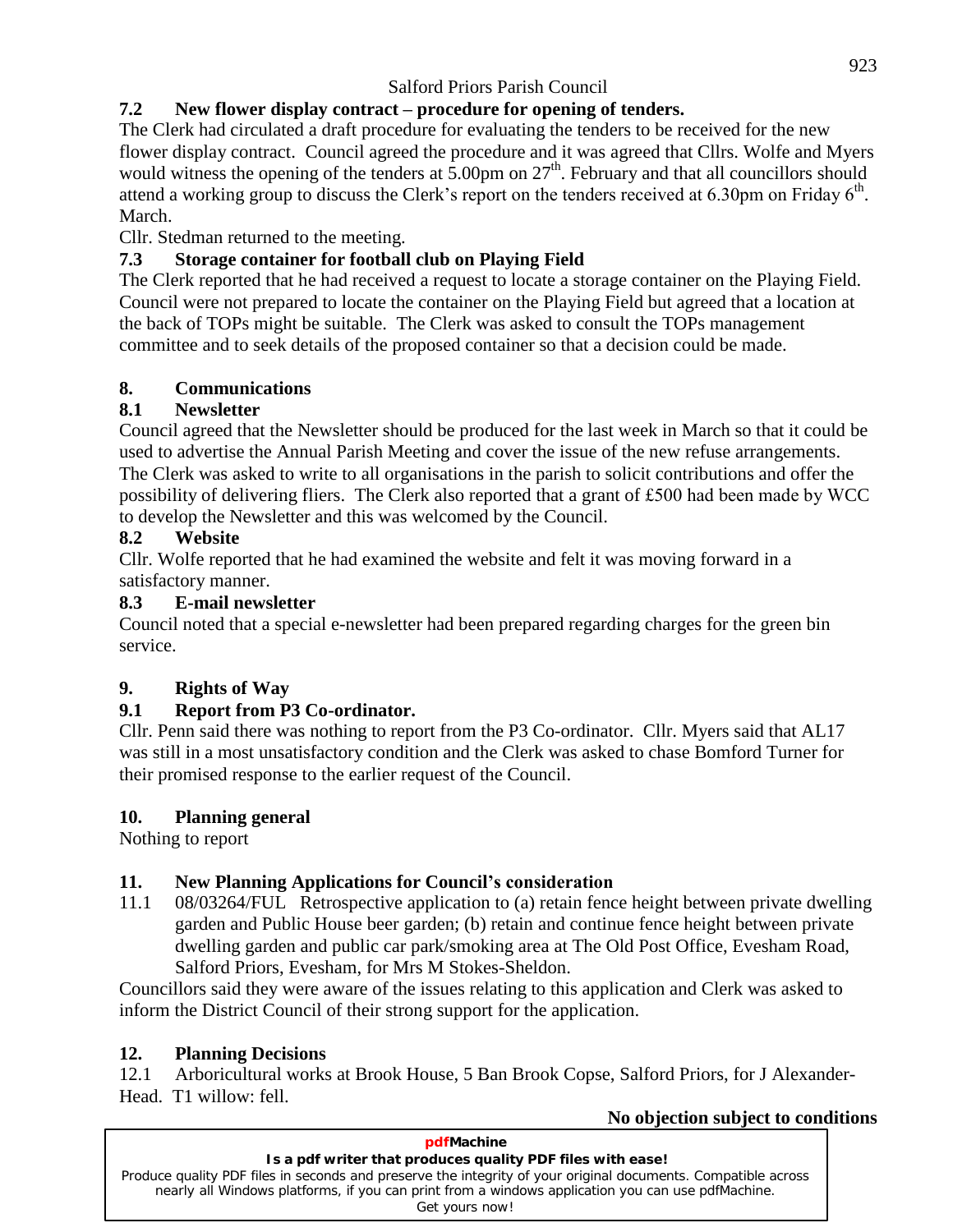### 7.2 New flower display contract – procedure for opening of tenders.

The Clerk had circulated a draft procedure for evaluating the tenders to be received for the new flower display contract. Council agreed the procedure and it was agreed that Cllrs. Wolfe and Myers would witness the opening of the tenders at 5.00pm on 27th. February and that all councillors should attend a working group to discuss the Clerk's report on the tenders received at 6.30pm on Friday 6th. March.

Cllr. Stedman returned to the meeting.

### 7.3 Storage container for football club on Playing Field

The Clerk reported that he had received a request to locate a storage container on the Playing Field. Council were not prepared to locate the container on the Playing Field but agreed that a location at the back of TOPs might be suitable. The Clerk was asked to consult the TOPs management committee and to seek details of the proposed container so that a decision could be made.

## 8. Communications

### 8.1 Newsletter

Council agreed that the Newsletter should be produced for the last week in March so that it could be used to advertise the Annual Parish Meeting and cover the issue of the new refuse arrangements. The Clerk was asked to write to all organisations in the parish to solicit contributions and offer the possibility of delivering fliers. The Clerk also reported that a grant of £500 had been made by WCC to develop the Newsletter and this was welcomed by the Council.

### 8.2 Website

Cllr. Wolfe reported that he had examined the website and felt it was moving forward in a satisfactory manner.

### 8.3 E-mail newsletter

Council noted that a special e-newsletter had been prepared regarding charges for the green bin service.

## 9. Rights of Way

### 9.1 Report from P3 Co-ordinator.

Cllr. Penn said there was nothing to report from the P3 Co-ordinator. Cllr. Myers said that AL17 was still in a most unsatisfactory condition and the Clerk was asked to chase Bomford Turner for their promised response to the earlier request of the Council.

## 10. Planning general

Nothing to report

## 11. New Planning Applications for Council's consideration

11.1 08/03264/FUL Retrospective application to (a) retain fence height between private dwelling garden and Public House beer garden; (b) retain and continue fence height between private dwelling garden and public car park/smoking area at The Old Post Office, Evesham Road, Salford Priors, Evesham, for Mrs M Stokes-Sheldon.

Councillors said they were aware of the issues relating to this application and Clerk was asked to inform the District Council of their strong support for the application.

## 12. Planning Decisions

12.1 Arboricultural works at Brook House, 5 Ban Brook Copse, Salford Priors, for J Alexander-Head. T1 willow: fell.

**No objection subject to conditions**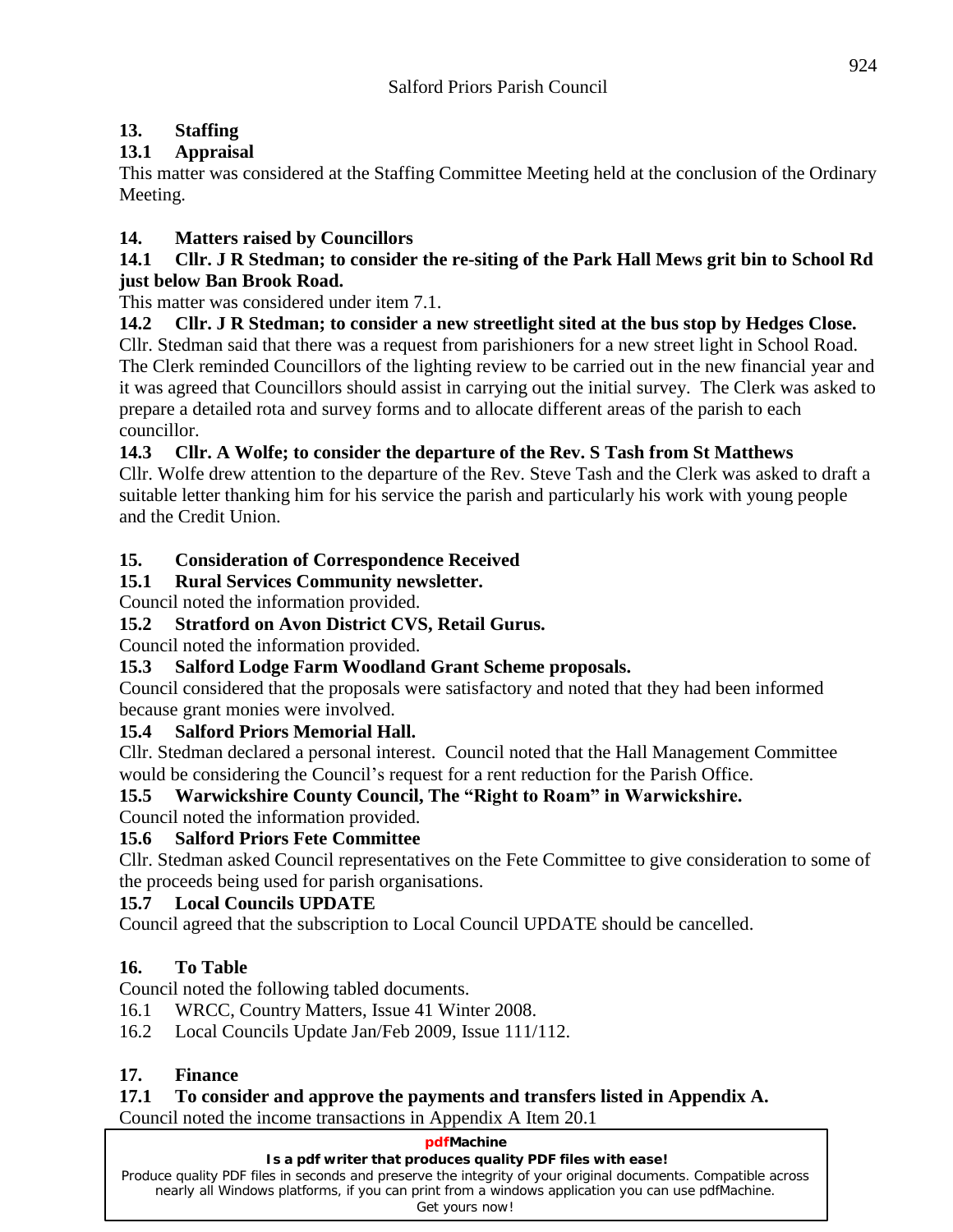## 13. Staffing

### 13.1 Appraisal

This matter was considered at the Staffing Committee Meeting held at the conclusion of the Ordinary Meeting.

## 14. Matters raised by Councillors

### 14.1 Cllr. J R Stedman; to consider the re-siting of the Park Hall Mews grit bin to School Rd just below Ban Brook Road.

This matter was considered under item 7.1.

### 14.2 Cllr. J R Stedman; to consider a new streetlight sited at the bus stop by Hedges Close.

Cllr. Stedman said that there was a request from parishioners for a new street light in School Road. The Clerk reminded Councillors of the lighting review to be carried out in the new financial year and it was agreed that Councillors should assist in carrying out the initial survey. The Clerk was asked to prepare a detailed rota and survey forms and to allocate different areas of the parish to each councillor.

### 14.3 Cllr. A Wolfe; to consider the departure of the Rev. S Tash from St Matthews

Cllr. Wolfe drew attention to the departure of the Rev. Steve Tash and the Clerk was asked to draft a suitable letter thanking him for his service the parish and particularly his work with young people and the Credit Union.

## 15. Consideration of Correspondence Received

### 15.1 Rural Services Community newsletter.

Council noted the information provided.

### 15.2 Stratford on Avon District CVS, Retail Gurus.

Council noted the information provided.

### 15.3 Salford Lodge Farm Woodland Grant Scheme proposals.

Council considered that the proposals were satisfactory and noted that they had been informed because grant monies were involved.

### 15.4 Salford Priors Memorial Hall.

Cllr. Stedman declared a personal interest. Council noted that the Hall Management Committee would be considering the Council's request for a rent reduction for the Parish Office.

### 15.5 Warwickshire County Council, The "Right to Roam" in Warwickshire.

Council noted the information provided.

### 15.6 Salford Priors Fete Committee

Cllr. Stedman asked Council representatives on the Fete Committee to give consideration to some of the proceeds being used for parish organisations.

### 15.7 Local Councils UPDATE

Council agreed that the subscription to Local Council UPDATE should be cancelled.

## 16. To Table

Council noted the following tabled documents.

16.1 WRCC, Country Matters, Issue 41 Winter 2008.

16.2 Local Councils Update Jan/Feb 2009, Issue 111/112.

## 17. Finance

### 17.1 To consider and approve the payments and transfers listed in Appendix A.

Council noted the income transactions in Appendix A Item 20.1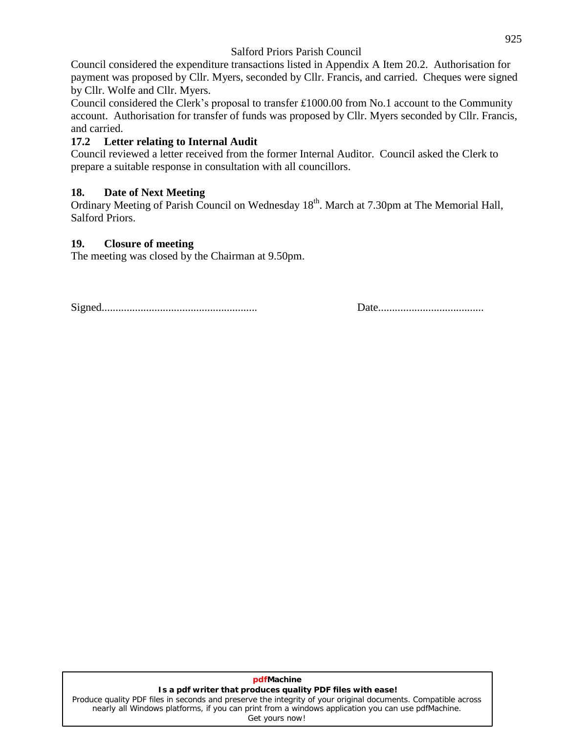Council considered the expenditure transactions listed in Appendix A Item 20.2. Authorisation for payment was proposed by Cllr. Myers, seconded by Cllr. Francis, and carried. Cheques were signed by Cllr. Wolfe and Cllr. Myers.

Council considered the Clerk's proposal to transfer £1000.00 from No.1 account to the Community account. Authorisation for transfer of funds was proposed by Cllr. Myers seconded by Cllr. Francis, and carried.

### 17.2 Letter relating to Internal Audit

Council reviewed a letter received from the former Internal Auditor. Council asked the Clerk to prepare a suitable response in consultation with all councillors.

### 18. Date of Next Meeting

Ordinary Meeting of Parish Council on Wednesday 18th. March at 7.30pm at The Memorial Hall, Salford Priors.

### 19. Closure of meeting

The meeting was closed by the Chairman at 9.50pm.

Signed....................................................... Date......................................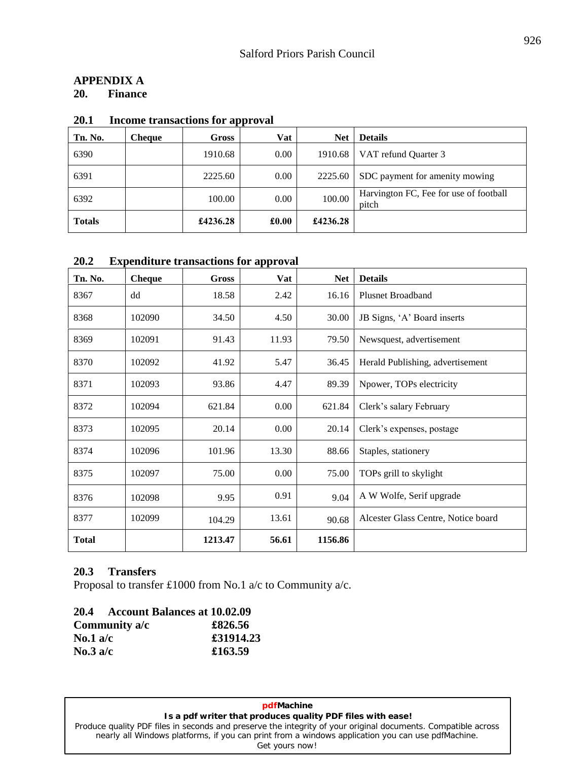## APPENDIX A

## 20. Finance

### 20.1 Income transactions for approval

| Tn. No. | Cheque | Gross | Vat | Net | Details |
|---|---|---|---|---|---|
| 6390 | | 1910.68 | 0.00 | 1910.68 | VAT refund Quarter 3 |
| 6391 | | 2225.60 | 0.00 | 2225.60 | SDC payment for amenity mowing |
| 6392 | | 100.00 | 0.00 | 100.00 | Harvington FC, Fee for use of football pitch |
| **Totals** | | **£4236.28** | **£0.00** | **£4236.28** | |

### 20.2 Expenditure transactions for approval

| Tn. No. | Cheque | Gross | Vat | Net | Details |
|---|---|---|---|---|---|
| 8367 | dd | 18.58 | 2.42 | 16.16 | Plusnet Broadband |
| 8368 | 102090 | 34.50 | 4.50 | 30.00 | JB Signs, 'A' Board inserts |
| 8369 | 102091 | 91.43 | 11.93 | 79.50 | Newsquest, advertisement |
| 8370 | 102092 | 41.92 | 5.47 | 36.45 | Herald Publishing, advertisement |
| 8371 | 102093 | 93.86 | 4.47 | 89.39 | Npower, TOPs electricity |
| 8372 | 102094 | 621.84 | 0.00 | 621.84 | Clerk's salary February |
| 8373 | 102095 | 20.14 | 0.00 | 20.14 | Clerk's expenses, postage |
| 8374 | 102096 | 101.96 | 13.30 | 88.66 | Staples, stationery |
| 8375 | 102097 | 75.00 | 0.00 | 75.00 | TOPs grill to skylight |
| 8376 | 102098 | 9.95 | 0.91 | 9.04 | A W Wolfe, Serif upgrade |
| 8377 | 102099 | 104.29 | 13.61 | 90.68 | Alcester Glass Centre, Notice board |
| **Total** | | **1213.47** | **56.61** | **1156.86** | |

### 20.3 Transfers

Proposal to transfer £1000 from No.1 a/c to Community a/c.

### 20.4 Account Balances at 10.02.09

**Community a/c** **£826.56**
**No.1 a/c** **£31914.23**
**No.3 a/c** **£163.59**